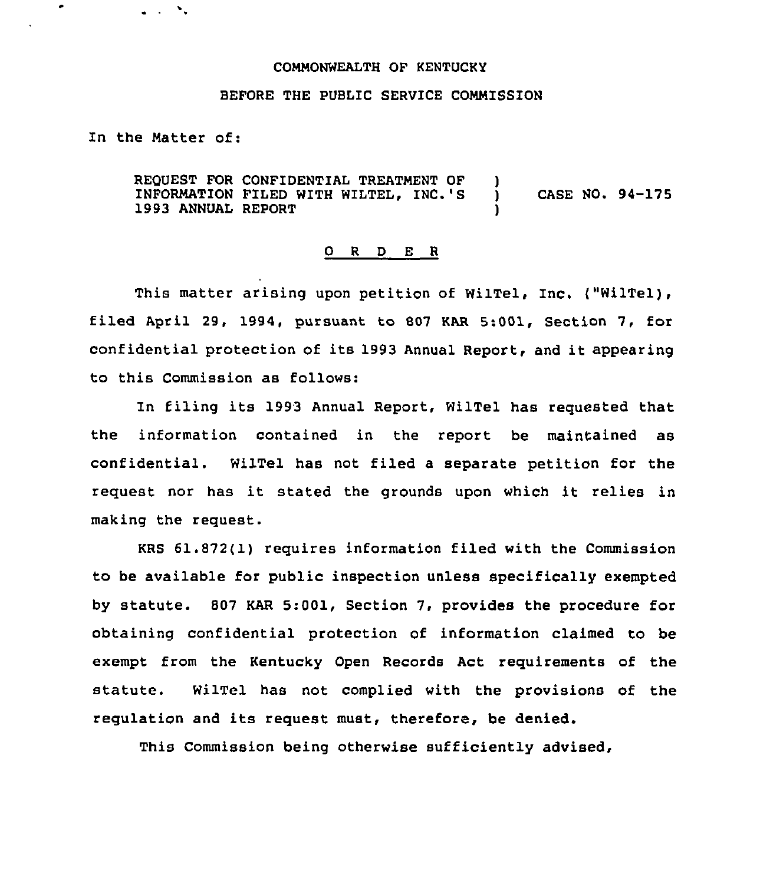COMMONWEALTH OF KENTUCKY

BEFORE THE PUBLIC SERVICE COMMISSION

In the Matter of:

REQUEST FOR CONFIDENTIAL TREATMENT OF INFORMATION FILED WITH WILTEL, INC.'S 1993 ANNUAL REPORT ) CASE NO. 94-175

O R D E R

This matter arising upon petition of WilTel, Inc. ("WilTel), filed April 29, 1994, pursuant to 807 KAR 5:001, Section 7, for confidential protection of its 1993 Annual Report, and it appearing to this Commission as follows:

In filing its 1993 Annual Report, WilTel has requested that the information contained in the report be maintained as confidential. WilTel has not filed a separate petition for the request nor has it stated the grounds upon which it relies in making the request.

KRS 61.872(1) requires information filed with the Commission to be available for public inspection unless specifically exempted by statute. 807 KAR 5:001, Section 7, provides the procedure for obtaining confidential protection of information claimed to be exempt from the Kentucky Open Records Act requirements of the statute. WilTel has not complied with the provisions of the regulation and its request must, therefore, be denied.

This Commission being otherwise sufficiently advised,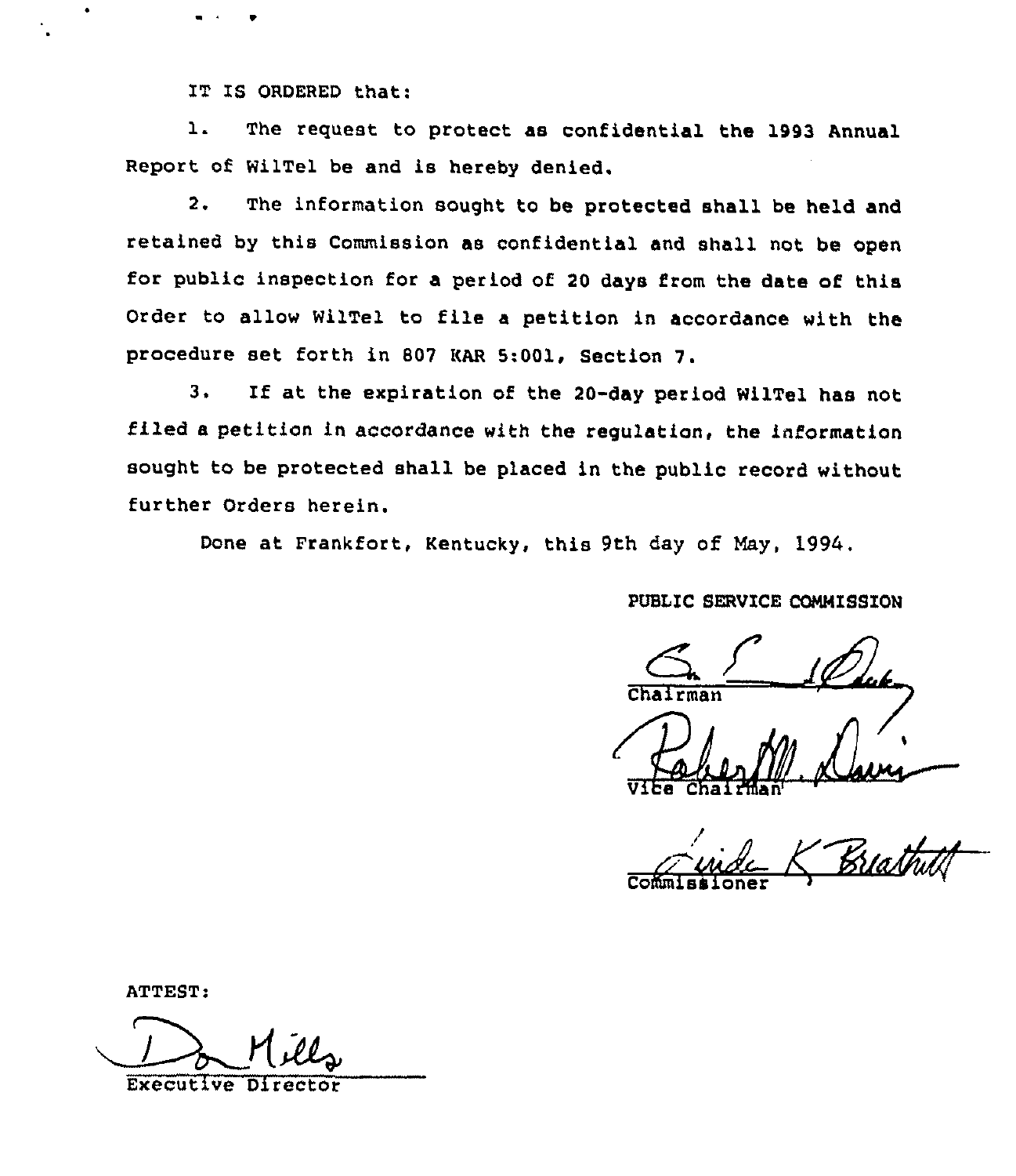IT IS ORDERED that:

1. The request to protect as confidential the 1993 Annual Report of WilTel be and is hereby denied.

2. The information sought to be protected shall be held and retained by this Commission as confidential and shall not be open for public inspection for a period of 20 days from the date of this Order to allow WilTel to file a petition in accordance with the procedure set forth in 807 KAR 5:001, Section 7.

3. If at the expiration of the 20-day period WilTel has not filed a petition in accordance with the regulation, the information sought to be protected shall be placed in the public record without further Orders herein.

Done at Frankfort, Kentucky, this 9th day of May, 1994.

PUBLIC SERVICE COMMISSION

Chairman

Vice Chairman

Commissioner

ATTEST:

Executive Director